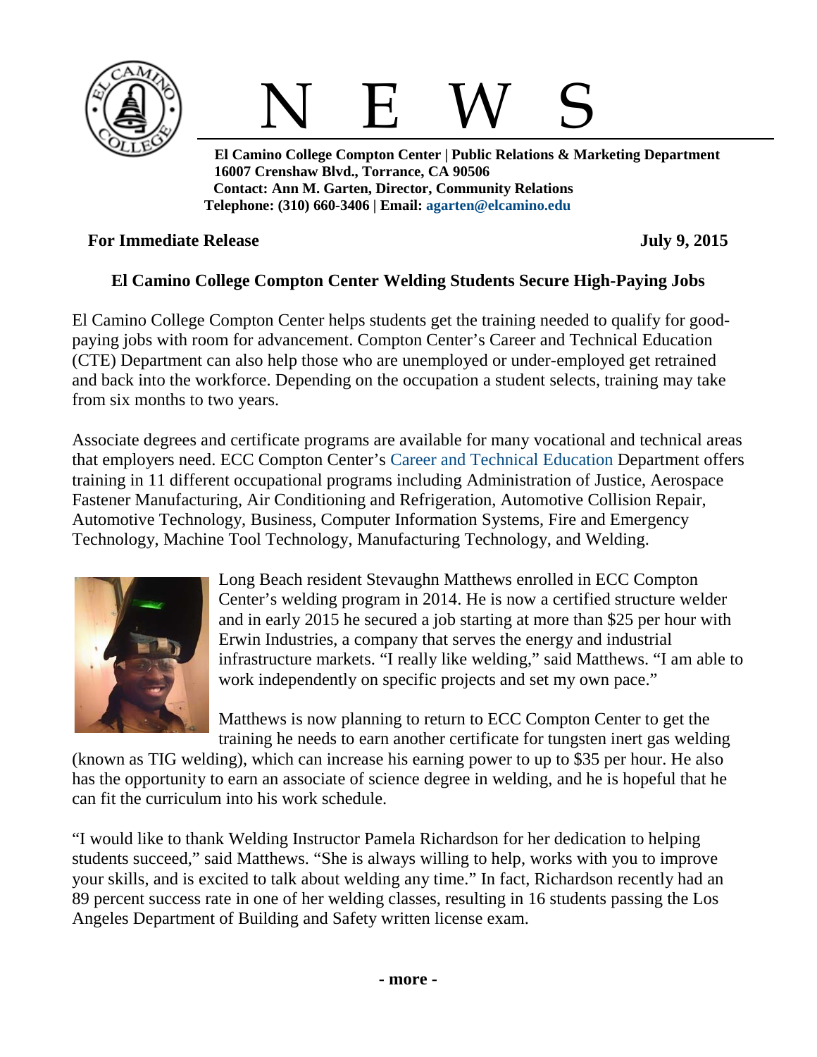# N E W S

**El Camino College Compton Center | Public Relations & Marketing Department**
**16007 Crenshaw Blvd., Torrance, CA 90506**
**Contact: Ann M. Garten, Director, Community Relations**
**Telephone: (310) 660-3406 | Email: agarten@elcamino.edu**

**For Immediate Release** **July 9, 2015**

## El Camino College Compton Center Welding Students Secure High-Paying Jobs

El Camino College Compton Center helps students get the training needed to qualify for good-paying jobs with room for advancement. Compton Center's Career and Technical Education (CTE) Department can also help those who are unemployed or under-employed get retrained and back into the workforce. Depending on the occupation a student selects, training may take from six months to two years.

Associate degrees and certificate programs are available for many vocational and technical areas that employers need. ECC Compton Center's Career and Technical Education Department offers training in 11 different occupational programs including Administration of Justice, Aerospace Fastener Manufacturing, Air Conditioning and Refrigeration, Automotive Collision Repair, Automotive Technology, Business, Computer Information Systems, Fire and Emergency Technology, Machine Tool Technology, Manufacturing Technology, and Welding.

Long Beach resident Stevaughn Matthews enrolled in ECC Compton Center's welding program in 2014. He is now a certified structure welder and in early 2015 he secured a job starting at more than $25 per hour with Erwin Industries, a company that serves the energy and industrial infrastructure markets. "I really like welding," said Matthews. "I am able to work independently on specific projects and set my own pace."

Matthews is now planning to return to ECC Compton Center to get the training he needs to earn another certificate for tungsten inert gas welding (known as TIG welding), which can increase his earning power to up to $35 per hour. He also has the opportunity to earn an associate of science degree in welding, and he is hopeful that he can fit the curriculum into his work schedule.

"I would like to thank Welding Instructor Pamela Richardson for her dedication to helping students succeed," said Matthews. "She is always willing to help, works with you to improve your skills, and is excited to talk about welding any time." In fact, Richardson recently had an 89 percent success rate in one of her welding classes, resulting in 16 students passing the Los Angeles Department of Building and Safety written license exam.

**- more -**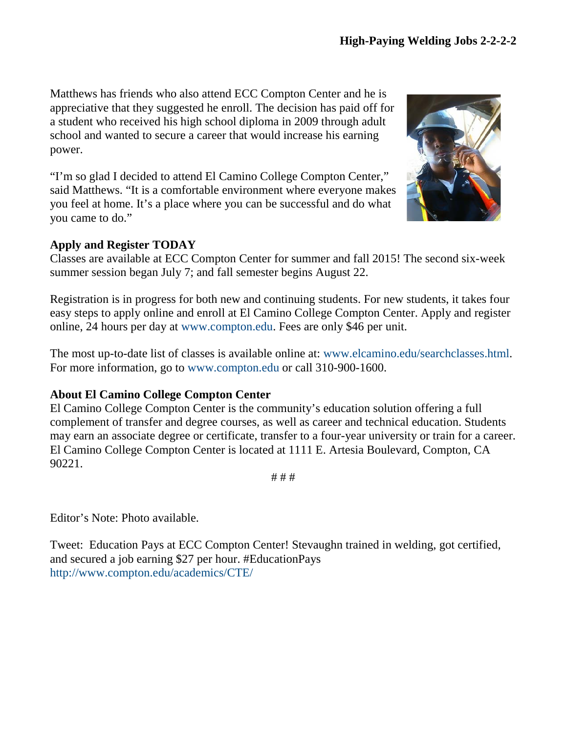Matthews has friends who also attend ECC Compton Center and he is appreciative that they suggested he enroll. The decision has paid off for a student who received his high school diploma in 2009 through adult school and wanted to secure a career that would increase his earning power.

"I'm so glad I decided to attend El Camino College Compton Center," said Matthews. "It is a comfortable environment where everyone makes you feel at home. It's a place where you can be successful and do what you came to do."

**Apply and Register TODAY**

Classes are available at ECC Compton Center for summer and fall 2015! The second six-week summer session began July 7; and fall semester begins August 22.

Registration is in progress for both new and continuing students. For new students, it takes four easy steps to apply online and enroll at El Camino College Compton Center. Apply and register online, 24 hours per day at www.compton.edu. Fees are only $46 per unit.

The most up-to-date list of classes is available online at: www.elcamino.edu/searchclasses.html. For more information, go to www.compton.edu or call 310-900-1600.

**About El Camino College Compton Center**

El Camino College Compton Center is the community's education solution offering a full complement of transfer and degree courses, as well as career and technical education. Students may earn an associate degree or certificate, transfer to a four-year university or train for a career. El Camino College Compton Center is located at 1111 E. Artesia Boulevard, Compton, CA 90221.

# # #

Editor's Note: Photo available.

Tweet: Education Pays at ECC Compton Center! Stevaughn trained in welding, got certified, and secured a job earning $27 per hour. #EducationPays http://www.compton.edu/academics/CTE/